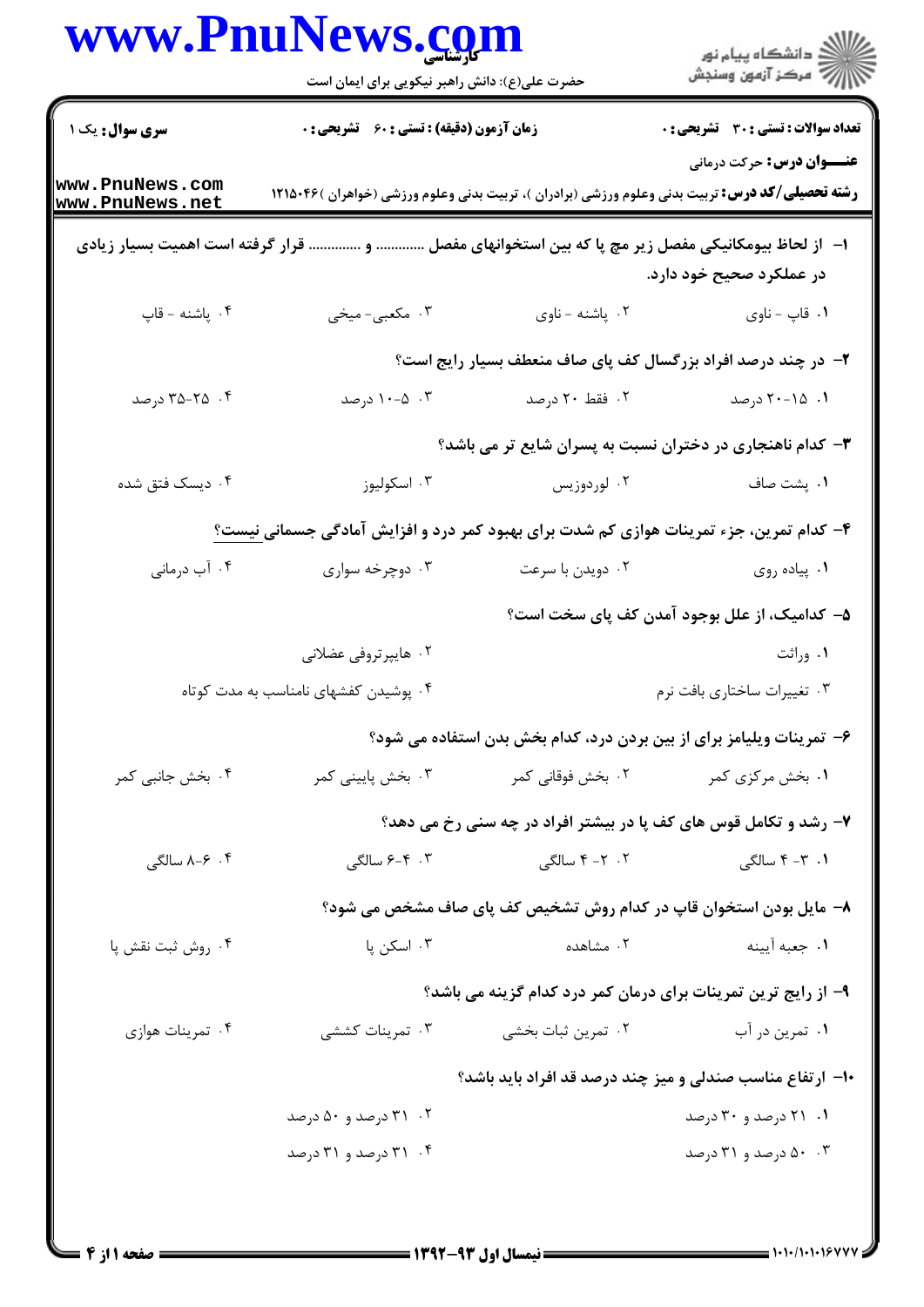**سری سوال:** یک ۱

**زمان آزمون (دقیقه) : تستی : ۶۰ تشریحی : ۰**

**تعداد سوالات : تستی : ۳۰ تشریحی : ۰**

**عنـــوان درس:** حرکت درمانی

**رشته تحصیلی/کد درس:** تربیت بدنی وعلوم ورزشی (برادران )، تربیت بدنی وعلوم ورزشی (خواهران )۱۲۱۵۰۴۶

**۱- از لحاظ بیومکانیکی مفصل زیر مچ پا که بین استخوانهای مفصل ............ و ............ قرار گرفته است اهمیت بسیار زیادی در عملکرد صحیح خود دارد.**

۱. قاپ - ناوی
۲. پاشنه - ناوی
۳. مکعبی- میخی
۴. پاشنه - قاپ

**۲- در چند درصد افراد بزرگسال کف پای صاف منعطف بسیار رایج است؟**

۱. ۱۵-۲۰ درصد
۲. فقط ۲۰ درصد
۳. ۵-۱۰ درصد
۴. ۲۵-۳۵ درصد

**۳- کدام ناهنجاری در دختران نسبت به پسران شایع تر می باشد؟**

۱. پشت صاف
۲. لوردوزیس
۳. اسکولیوز
۴. دیسک فتق شده

**۴- کدام تمرین، جزء تمرینات هوازی کم شدت برای بهبود کمر درد و افزایش آمادگی جسمانی نیست؟**

۱. پیاده روی
۲. دویدن با سرعت
۳. دوچرخه سواری
۴. آب درمانی

**۵- کدامیک، از علل بوجود آمدن کف پای سخت است؟**

۱. وراثت
۲. هایپرتروفی عضلانی
۳. تغییرات ساختاری بافت نرم
۴. پوشیدن کفشهای نامناسب به مدت کوتاه

**۶- تمرینات ویلیامز برای از بین بردن درد، کدام بخش بدن استفاده می شود؟**

۱. بخش مرکزی کمر
۲. بخش فوقانی کمر
۳. بخش پایینی کمر
۴. بخش جانبی کمر

**۷- رشد و تکامل قوس های کف پا در بیشتر افراد در چه سنی رخ می دهد؟**

۱. ۳- ۴ سالگی
۲. ۲- ۴ سالگی
۳. ۴-۶ سالگی
۴. ۶-۸ سالگی

**۸- مایل بودن استخوان قاپ در کدام روش تشخیص کف پای صاف مشخص می شود؟**

۱. جعبه آیینه
۲. مشاهده
۳. اسکن پا
۴. روش ثبت نقش پا

**۹- از رایج ترین تمرینات برای درمان کمر درد کدام گزینه می باشد؟**

۱. تمرین در آب
۲. تمرین ثبات بخشی
۳. تمرینات کششی
۴. تمرینات هوازی

**۱۰- ارتفاع مناسب صندلی و میز چند درصد قد افراد باید باشد؟**

۱. ۲۱ درصد و ۳۰ درصد
۲. ۳۱ درصد و ۵۰ درصد
۳. ۵۰ درصد و ۳۱ درصد
۴. ۳۱ درصد و ۳۱ درصد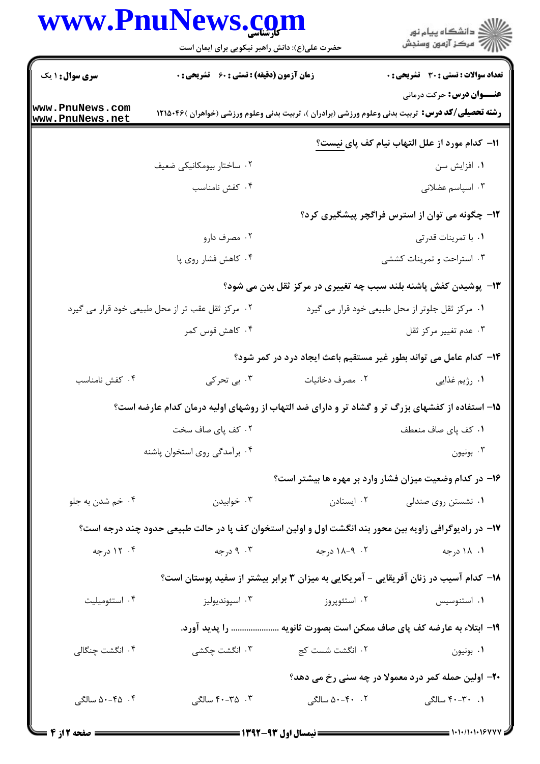**عنـــوان درس:** حرکت درمانی

**رشته تحصیلی/کد درس:** تربیت بدنی وعلوم ورزشی (برادران )، تربیت بدنی وعلوم ورزشی (خواهران )۱۲۱۵۰۴۶

**سری سوال:** ۱ یک | **زمان آزمون (دقیقه) :** تستی : ۶۰ تشریحی : ۰ | **تعداد سوالات :** تستی : ۳۰ تشریحی : ۰

۱۱- کدام مورد از علل التهاب نیام کف پای نیست؟

۱. افزایش سن

۲. ساختار بیومکانیکی ضعیف

۳. اسپاسم عضلانی

۴. کفش نامناسب

۱۲- چگونه می توان از استرس فراگچر پیشگیری کرد؟

۱. با تمرینات قدرتی

۲. مصرف دارو

۳. استراحت و تمرینات کششی

۴. کاهش فشار روی پا

۱۳- پوشیدن کفش پاشنه بلند سبب چه تغییری در مرکز ثقل بدن می شود؟

۱. مرکز ثقل جلوتر از محل طبیعی خود قرار می گیرد

۲. مرکز ثقل عقب تر از محل طبیعی خود قرار می گیرد

۳. عدم تغییر مرکز ثقل

۴. کاهش قوس کمر

۱۴- کدام عامل می تواند بطور غیر مستقیم باعث ایجاد درد در کمر شود؟

۱. رژیم غذایی

۲. مصرف دخانیات

۳. بی تحرکی

۴. کفش نامناسب

۱۵- استفاده از کفشهای بزرگ تر و گشاد تر و دارای ضد التهاب از روشهای اولیه درمان کدام عارضه است؟

۱. کف پای صاف منعطف

۲. کف پای صاف سخت

۳. بونیون

۴. برآمدگی روی استخوان پاشنه

۱۶- در کدام وضعیت میزان فشار وارد بر مهره ها بیشتر است؟

۱. نشستن روی صندلی

۲. ایستادن

۳. خوابیدن

۴. خم شدن به جلو

۱۷- در رادیوگرافی زاویه بین محور بند انگشت اول و اولین استخوان کف پا در حالت طبیعی حدود چند درجه است؟

۱. ۱۸ درجه

۲. ۹-۱۸ درجه

۳. ۹ درجه

۴. ۱۲ درجه

۱۸- کدام آسیب در زنان آفریقایی - آمریکایی به میزان ۳ برابر بیشتر از سفید پوستان است؟

۱. استنوسیس

۲. استئوپروز

۳. اسپوندیولیز

۴. استئومیلیت

۱۹- ابتلاء به عارضه کف پای صاف ممکن است بصورت ثانویه ..................... را پدید آورد.

۱. بونیون

۲. انگشت شست کج

۳. انگشت چکشی

۴. انگشت چنگالی

۲۰- اولین حمله کمر درد معمولا در چه سنی رخ می دهد؟

۱. ۳۰-۴۰ سالگی

۲. ۴۰-۵۰ سالگی

۳. ۳۵-۴۰ سالگی

۴. ۴۵-۵۰ سالگی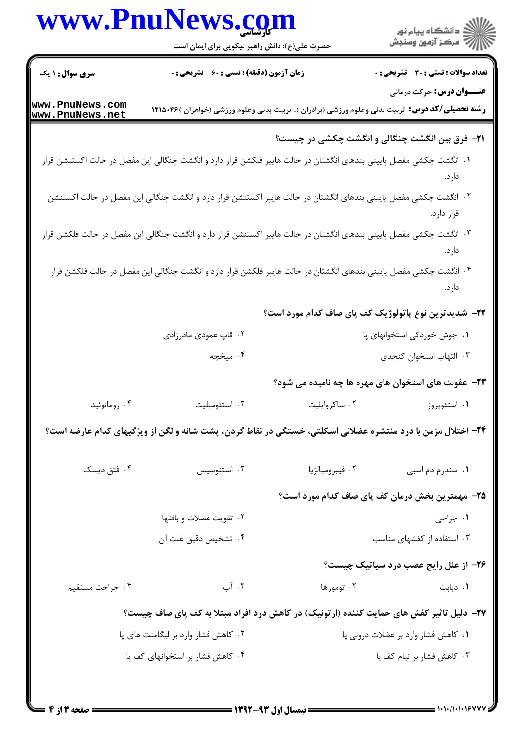**۲۱- فرق بین انگشت چنگالی و انگشت چکشی در چیست؟**

۱. انگشت چکشی مفصل پایینی بندهای انگشتان در حالت هایپر فلکشن قرار دارد و انگشت چنگالی این مفصل در حالت اکستنشن قرار دارد.

۲. انگشت چکشی مفصل پایینی بندهای انگشتان در حالت هایپر اکستنشن قرار دارد و انگشت چنگالی این مفصل در حالت اکستنشن قرار دارد.

۳. انگشت چکشی مفصل پایینی بندهای انگشتان در حالت هایپر اکستنشن قرار دارد و انگشت چنگالی این مفصل در حالت فلکشن قرار دارد.

۴. انگشت چکشی مفصل پایینی بندهای انگشتان در حالت هایپر فلکشن قرار دارد و انگشت چنگالی این مفصل در حالت فلکشن قرار دارد.

**۲۲- شدیدترین نوع پاتولوژیک کف پای صاف کدام مورد است؟**

۱. جوش خوردگی استخوانهای پا

۲. قاپ عمودی مادرزادی

۳. التهاب استخوان کنجدی

۴. میخچه

**۲۳- عفونت های استخوان های مهره ها چه نامیده می شود؟**

۱. استئوپروز

۲. ساکروایلیت

۳. استئومیلیت

۴. روماتوئید

**۲۴- اختلال مزمن با درد منتشره عضلانی اسکلتی، خستگی در نقاط گردن، پشت شانه و لگن از ویژگیهای کدام عارضه است؟**

۱. سندرم دم اسبی

۲. فیبرومیالژیا

۳. استنوسیس

۴. فتق دیسک

**۲۵- مهمترین بخش درمان کف پای صاف کدام مورد است؟**

۱. جراحی

۲. تقویت عضلات و بافتها

۳. استفاده از کفشهای مناسب

۴. تشخیص دقیق علت آن

**۲۶- از علل رایج عصب درد سیاتیک چیست؟**

۱. دیابت

۲. تومورها

۳. آب

۴. جراحت مستقیم

**۲۷- دلیل تاثیر کفش های حمایت کننده (ارتونیک) در کاهش درد افراد مبتلا به کف پای صاف چیست؟**

۱. کاهش فشار وارد بر عضلات درونی پا

۲. کاهش فشار وارد بر لیگامنت های پا

۳. کاهش فشار بر نیام کف پا

۴. کاهش فشار بر استخوانهای کف پا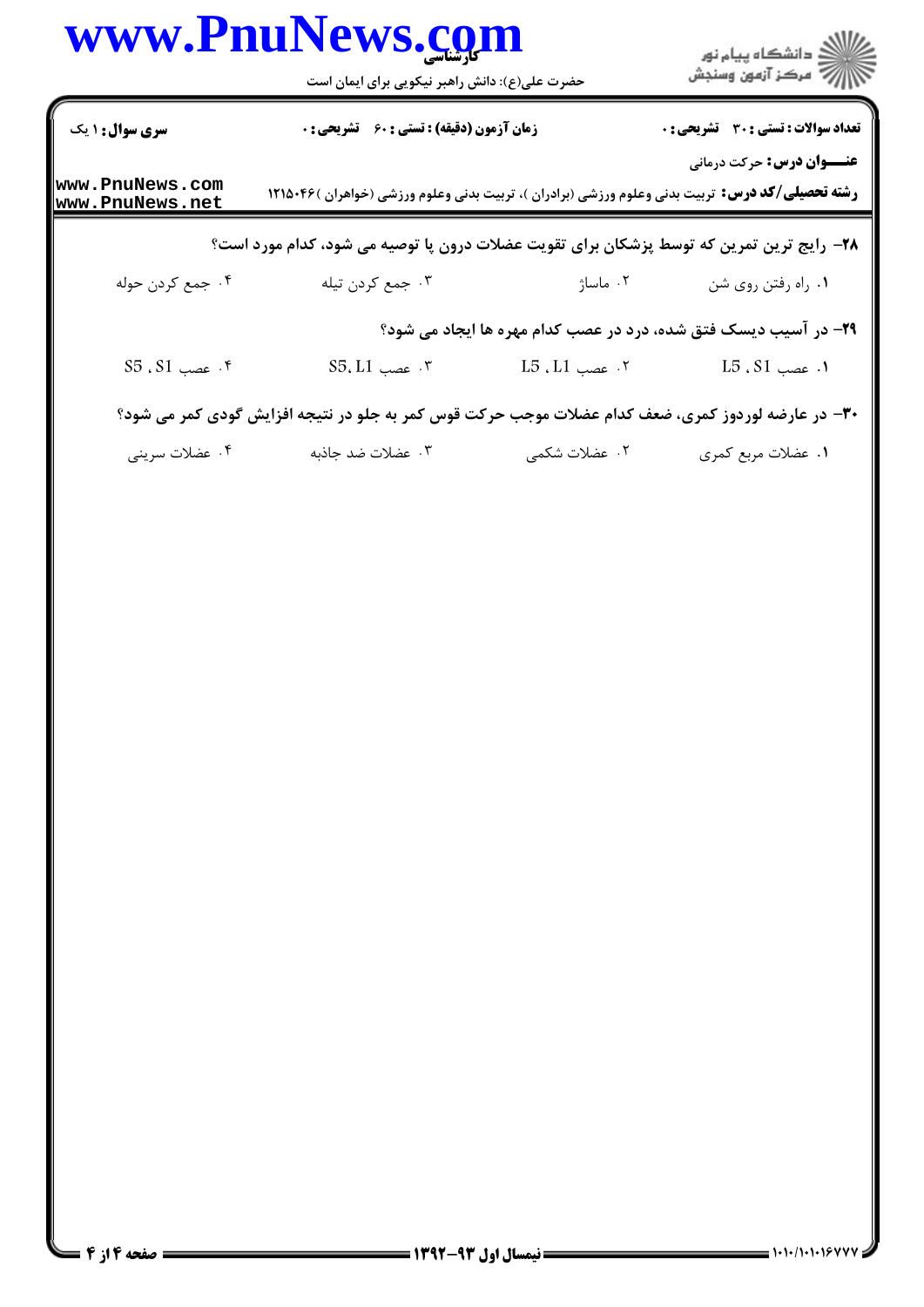**سری سوال:** ۱ یک

**زمان آزمون (دقیقه) : تستی : ۶۰ تشریحی : ۰**

**تعداد سوالات : تستی : ۳۰ تشریحی : ۰**

**عنــــوان درس:** حرکت درمانی

**رشته تحصیلی/کد درس:** تربیت بدنی وعلوم ورزشی (برادران )، تربیت بدنی وعلوم ورزشی (خواهران )۱۲۱۵۰۴۶

**۲۸- رایج ترین تمرین که توسط پزشکان برای تقویت عضلات درون پا توصیه می شود، کدام مورد است؟**

۱. راه رفتن روی شن
۲. ماساژ
۳. جمع کردن تیله
۴. جمع کردن حوله

**۲۹- در آسیب دیسک فتق شده، درد در عصب کدام مهره ها ایجاد می شود؟**

۱. عصب S1 ، L5
۲. عصب L1 ، L5
۳. عصب S5، L1
۴. عصب S1 ، S5

**۳۰- در عارضه لوردوز کمری، ضعف کدام عضلات موجب حرکت قوس کمر به جلو در نتیجه افزایش گودی کمر می شود؟**

۱. عضلات مربع کمری
۲. عضلات شکمی
۳. عضلات ضد جاذبه
۴. عضلات سرینی